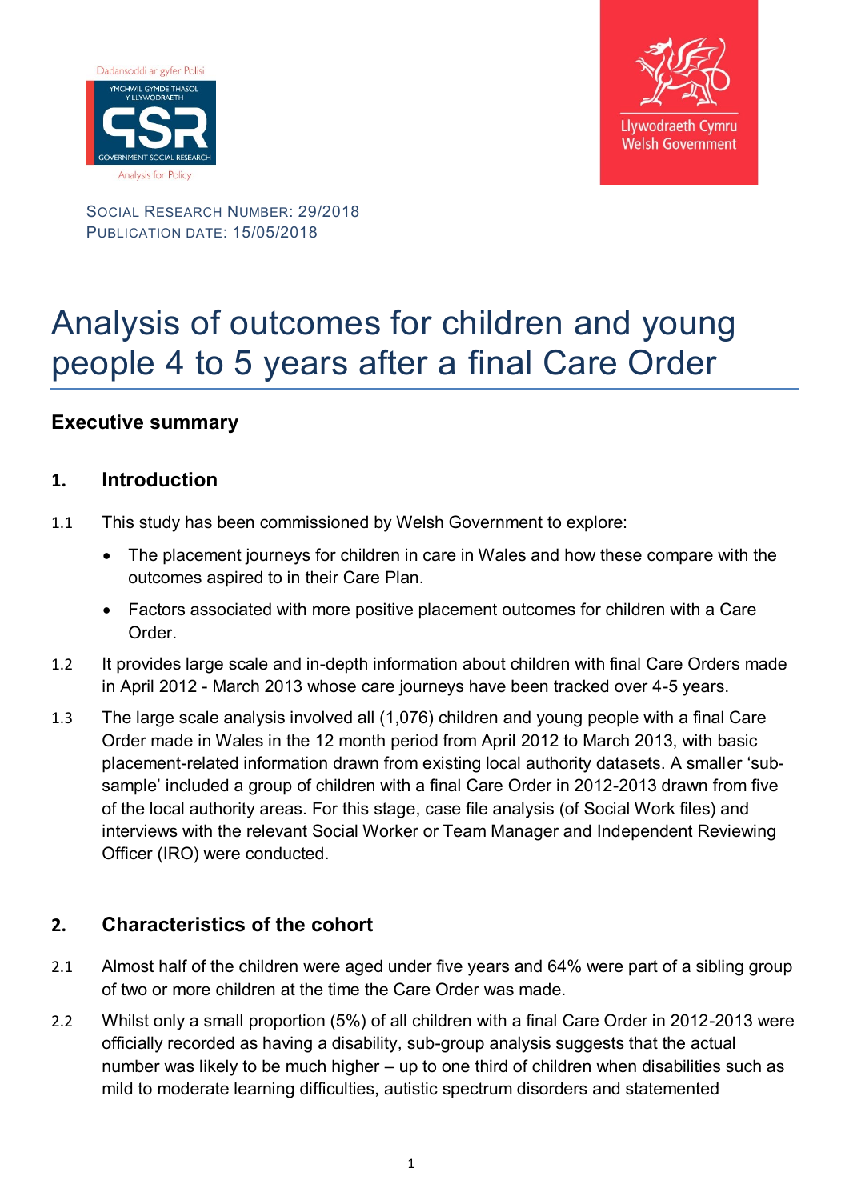SOCIAL RESEARCH NUMBER: 29/2018
PUBLICATION DATE: 15/05/2018

# Analysis of outcomes for children and young people 4 to 5 years after a final Care Order

## Executive summary

### 1. Introduction

1.1 This study has been commissioned by Welsh Government to explore:

- The placement journeys for children in care in Wales and how these compare with the outcomes aspired to in their Care Plan.
- Factors associated with more positive placement outcomes for children with a Care Order.

1.2 It provides large scale and in-depth information about children with final Care Orders made in April 2012 - March 2013 whose care journeys have been tracked over 4-5 years.

1.3 The large scale analysis involved all (1,076) children and young people with a final Care Order made in Wales in the 12 month period from April 2012 to March 2013, with basic placement-related information drawn from existing local authority datasets. A smaller 'sub-sample' included a group of children with a final Care Order in 2012-2013 drawn from five of the local authority areas. For this stage, case file analysis (of Social Work files) and interviews with the relevant Social Worker or Team Manager and Independent Reviewing Officer (IRO) were conducted.

### 2. Characteristics of the cohort

2.1 Almost half of the children were aged under five years and 64% were part of a sibling group of two or more children at the time the Care Order was made.

2.2 Whilst only a small proportion (5%) of all children with a final Care Order in 2012-2013 were officially recorded as having a disability, sub-group analysis suggests that the actual number was likely to be much higher – up to one third of children when disabilities such as mild to moderate learning difficulties, autistic spectrum disorders and statemented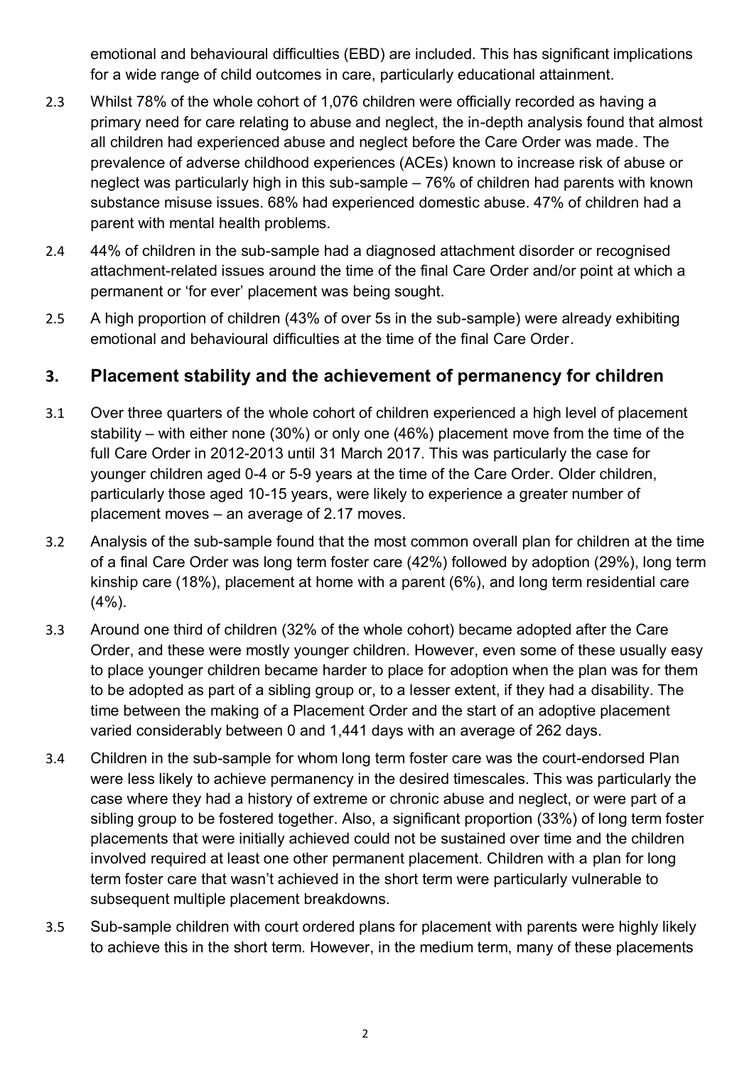emotional and behavioural difficulties (EBD) are included. This has significant implications for a wide range of child outcomes in care, particularly educational attainment.

2.3 Whilst 78% of the whole cohort of 1,076 children were officially recorded as having a primary need for care relating to abuse and neglect, the in-depth analysis found that almost all children had experienced abuse and neglect before the Care Order was made. The prevalence of adverse childhood experiences (ACEs) known to increase risk of abuse or neglect was particularly high in this sub-sample – 76% of children had parents with known substance misuse issues. 68% had experienced domestic abuse. 47% of children had a parent with mental health problems.

2.4 44% of children in the sub-sample had a diagnosed attachment disorder or recognised attachment-related issues around the time of the final Care Order and/or point at which a permanent or 'for ever' placement was being sought.

2.5 A high proportion of children (43% of over 5s in the sub-sample) were already exhibiting emotional and behavioural difficulties at the time of the final Care Order.

## 3. Placement stability and the achievement of permanency for children

3.1 Over three quarters of the whole cohort of children experienced a high level of placement stability – with either none (30%) or only one (46%) placement move from the time of the full Care Order in 2012-2013 until 31 March 2017. This was particularly the case for younger children aged 0-4 or 5-9 years at the time of the Care Order. Older children, particularly those aged 10-15 years, were likely to experience a greater number of placement moves – an average of 2.17 moves.

3.2 Analysis of the sub-sample found that the most common overall plan for children at the time of a final Care Order was long term foster care (42%) followed by adoption (29%), long term kinship care (18%), placement at home with a parent (6%), and long term residential care (4%).

3.3 Around one third of children (32% of the whole cohort) became adopted after the Care Order, and these were mostly younger children. However, even some of these usually easy to place younger children became harder to place for adoption when the plan was for them to be adopted as part of a sibling group or, to a lesser extent, if they had a disability. The time between the making of a Placement Order and the start of an adoptive placement varied considerably between 0 and 1,441 days with an average of 262 days.

3.4 Children in the sub-sample for whom long term foster care was the court-endorsed Plan were less likely to achieve permanency in the desired timescales. This was particularly the case where they had a history of extreme or chronic abuse and neglect, or were part of a sibling group to be fostered together. Also, a significant proportion (33%) of long term foster placements that were initially achieved could not be sustained over time and the children involved required at least one other permanent placement. Children with a plan for long term foster care that wasn't achieved in the short term were particularly vulnerable to subsequent multiple placement breakdowns.

3.5 Sub-sample children with court ordered plans for placement with parents were highly likely to achieve this in the short term. However, in the medium term, many of these placements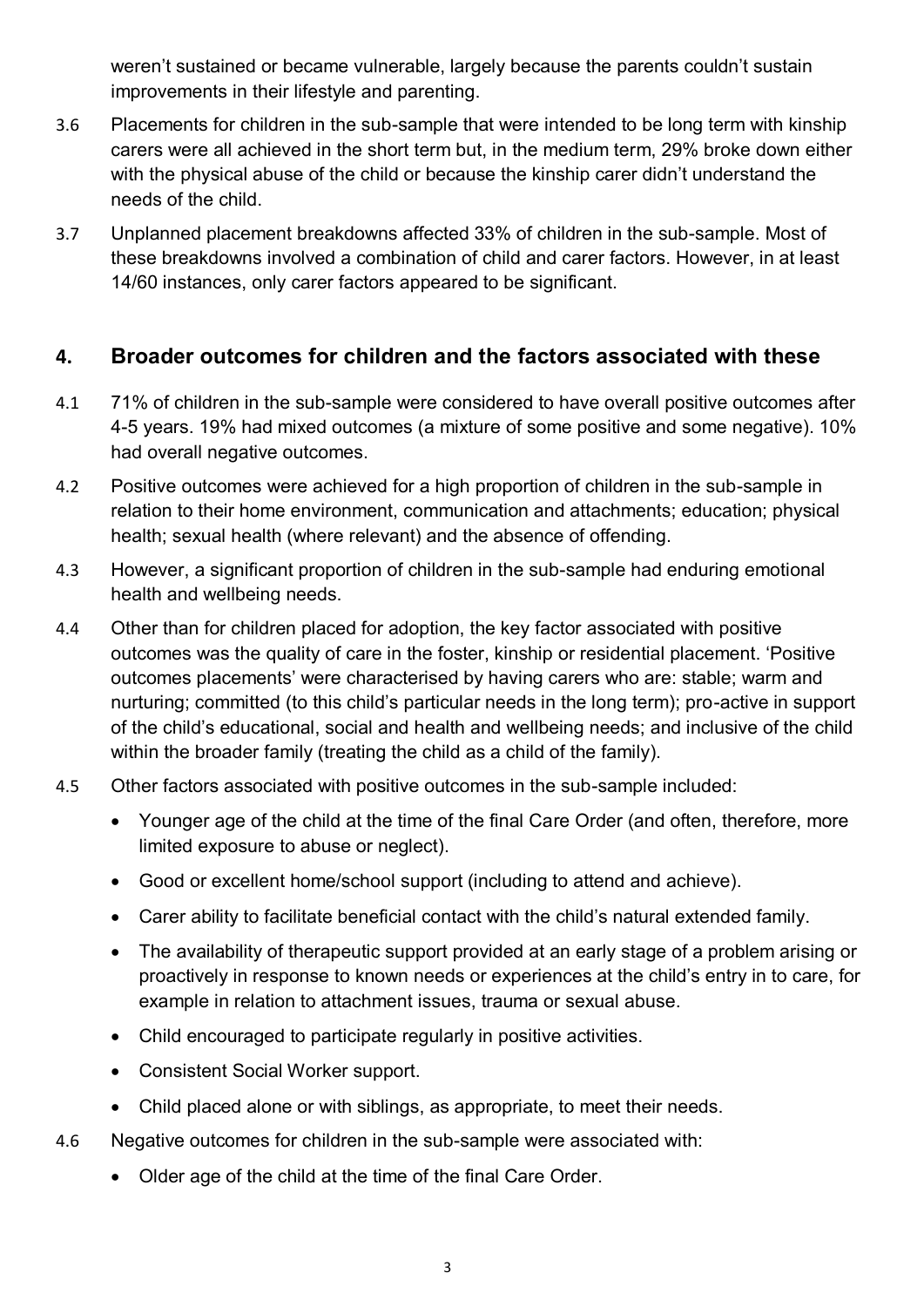weren't sustained or became vulnerable, largely because the parents couldn't sustain improvements in their lifestyle and parenting.

3.6 Placements for children in the sub-sample that were intended to be long term with kinship carers were all achieved in the short term but, in the medium term, 29% broke down either with the physical abuse of the child or because the kinship carer didn't understand the needs of the child.

3.7 Unplanned placement breakdowns affected 33% of children in the sub-sample. Most of these breakdowns involved a combination of child and carer factors. However, in at least 14/60 instances, only carer factors appeared to be significant.

## 4. Broader outcomes for children and the factors associated with these

4.1 71% of children in the sub-sample were considered to have overall positive outcomes after 4-5 years. 19% had mixed outcomes (a mixture of some positive and some negative). 10% had overall negative outcomes.

4.2 Positive outcomes were achieved for a high proportion of children in the sub-sample in relation to their home environment, communication and attachments; education; physical health; sexual health (where relevant) and the absence of offending.

4.3 However, a significant proportion of children in the sub-sample had enduring emotional health and wellbeing needs.

4.4 Other than for children placed for adoption, the key factor associated with positive outcomes was the quality of care in the foster, kinship or residential placement. 'Positive outcomes placements' were characterised by having carers who are: stable; warm and nurturing; committed (to this child's particular needs in the long term); pro-active in support of the child's educational, social and health and wellbeing needs; and inclusive of the child within the broader family (treating the child as a child of the family).

4.5 Other factors associated with positive outcomes in the sub-sample included:

- Younger age of the child at the time of the final Care Order (and often, therefore, more limited exposure to abuse or neglect).
- Good or excellent home/school support (including to attend and achieve).
- Carer ability to facilitate beneficial contact with the child's natural extended family.
- The availability of therapeutic support provided at an early stage of a problem arising or proactively in response to known needs or experiences at the child's entry in to care, for example in relation to attachment issues, trauma or sexual abuse.
- Child encouraged to participate regularly in positive activities.
- Consistent Social Worker support.
- Child placed alone or with siblings, as appropriate, to meet their needs.

4.6 Negative outcomes for children in the sub-sample were associated with:

- Older age of the child at the time of the final Care Order.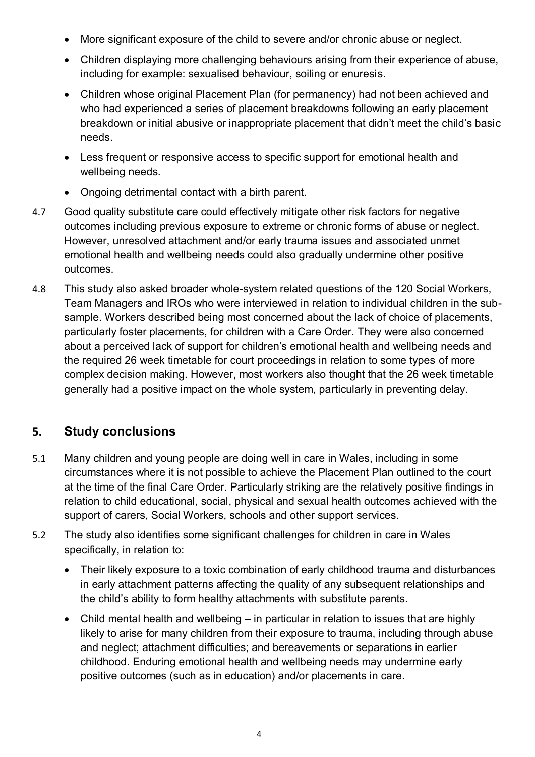- More significant exposure of the child to severe and/or chronic abuse or neglect.
- Children displaying more challenging behaviours arising from their experience of abuse, including for example: sexualised behaviour, soiling or enuresis.
- Children whose original Placement Plan (for permanency) had not been achieved and who had experienced a series of placement breakdowns following an early placement breakdown or initial abusive or inappropriate placement that didn't meet the child's basic needs.
- Less frequent or responsive access to specific support for emotional health and wellbeing needs.
- Ongoing detrimental contact with a birth parent.

4.7 Good quality substitute care could effectively mitigate other risk factors for negative outcomes including previous exposure to extreme or chronic forms of abuse or neglect. However, unresolved attachment and/or early trauma issues and associated unmet emotional health and wellbeing needs could also gradually undermine other positive outcomes.

4.8 This study also asked broader whole-system related questions of the 120 Social Workers, Team Managers and IROs who were interviewed in relation to individual children in the sub-sample. Workers described being most concerned about the lack of choice of placements, particularly foster placements, for children with a Care Order. They were also concerned about a perceived lack of support for children's emotional health and wellbeing needs and the required 26 week timetable for court proceedings in relation to some types of more complex decision making. However, most workers also thought that the 26 week timetable generally had a positive impact on the whole system, particularly in preventing delay.

## 5. Study conclusions

5.1 Many children and young people are doing well in care in Wales, including in some circumstances where it is not possible to achieve the Placement Plan outlined to the court at the time of the final Care Order. Particularly striking are the relatively positive findings in relation to child educational, social, physical and sexual health outcomes achieved with the support of carers, Social Workers, schools and other support services.

5.2 The study also identifies some significant challenges for children in care in Wales specifically, in relation to:

- Their likely exposure to a toxic combination of early childhood trauma and disturbances in early attachment patterns affecting the quality of any subsequent relationships and the child's ability to form healthy attachments with substitute parents.
- Child mental health and wellbeing – in particular in relation to issues that are highly likely to arise for many children from their exposure to trauma, including through abuse and neglect; attachment difficulties; and bereavements or separations in earlier childhood. Enduring emotional health and wellbeing needs may undermine early positive outcomes (such as in education) and/or placements in care.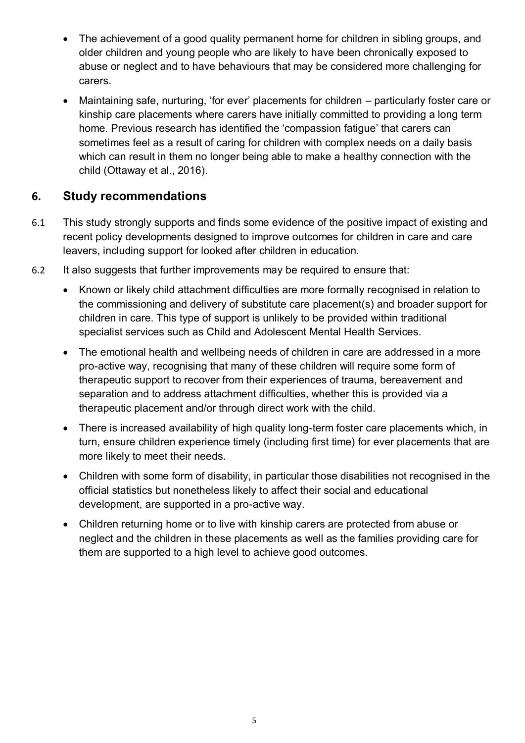- The achievement of a good quality permanent home for children in sibling groups, and older children and young people who are likely to have been chronically exposed to abuse or neglect and to have behaviours that may be considered more challenging for carers.
- Maintaining safe, nurturing, 'for ever' placements for children – particularly foster care or kinship care placements where carers have initially committed to providing a long term home. Previous research has identified the 'compassion fatigue' that carers can sometimes feel as a result of caring for children with complex needs on a daily basis which can result in them no longer being able to make a healthy connection with the child (Ottaway et al., 2016).

## 6. Study recommendations

6.1 This study strongly supports and finds some evidence of the positive impact of existing and recent policy developments designed to improve outcomes for children in care and care leavers, including support for looked after children in education.

6.2 It also suggests that further improvements may be required to ensure that:

- Known or likely child attachment difficulties are more formally recognised in relation to the commissioning and delivery of substitute care placement(s) and broader support for children in care. This type of support is unlikely to be provided within traditional specialist services such as Child and Adolescent Mental Health Services.
- The emotional health and wellbeing needs of children in care are addressed in a more pro-active way, recognising that many of these children will require some form of therapeutic support to recover from their experiences of trauma, bereavement and separation and to address attachment difficulties, whether this is provided via a therapeutic placement and/or through direct work with the child.
- There is increased availability of high quality long-term foster care placements which, in turn, ensure children experience timely (including first time) for ever placements that are more likely to meet their needs.
- Children with some form of disability, in particular those disabilities not recognised in the official statistics but nonetheless likely to affect their social and educational development, are supported in a pro-active way.
- Children returning home or to live with kinship carers are protected from abuse or neglect and the children in these placements as well as the families providing care for them are supported to a high level to achieve good outcomes.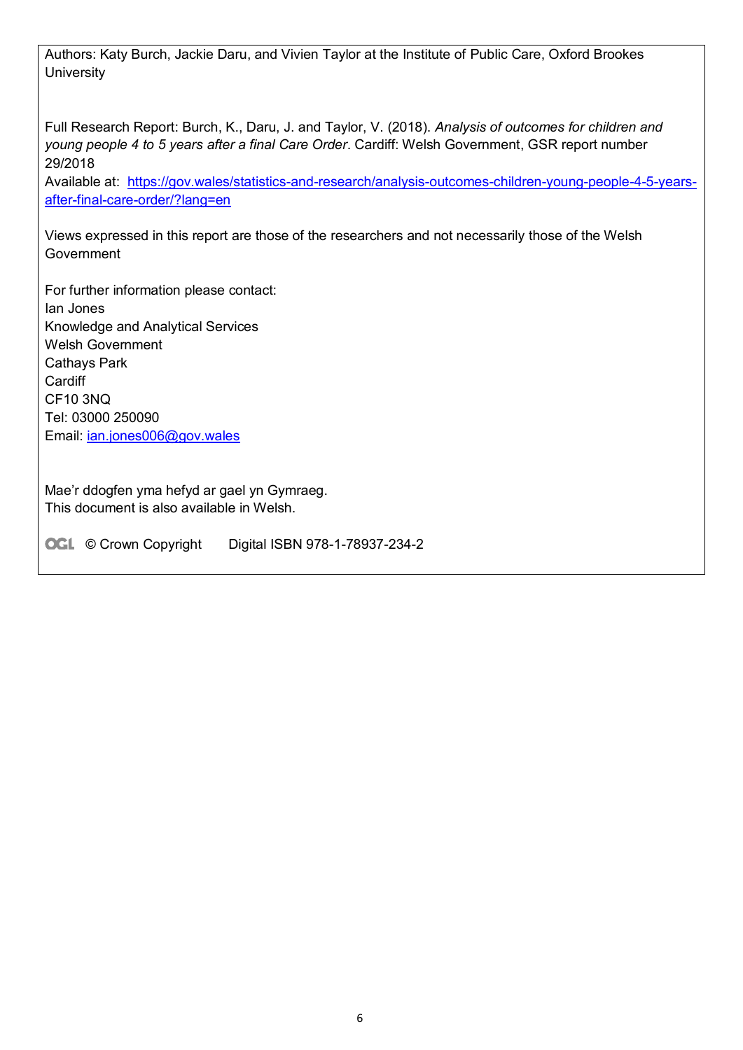Authors: Katy Burch, Jackie Daru, and Vivien Taylor at the Institute of Public Care, Oxford Brookes University

Full Research Report: Burch, K., Daru, J. and Taylor, V. (2018). *Analysis of outcomes for children and young people 4 to 5 years after a final Care Order*. Cardiff: Welsh Government, GSR report number 29/2018

Available at: [https://gov.wales/statistics-and-research/analysis-outcomes-children-young-people-4-5-years-after-final-care-order/?lang=en](https://gov.wales/statistics-and-research/analysis-outcomes-children-young-people-4-5-years-after-final-care-order/?lang=en)

Views expressed in this report are those of the researchers and not necessarily those of the Welsh Government

For further information please contact:
Ian Jones
Knowledge and Analytical Services
Welsh Government
Cathays Park
Cardiff
CF10 3NQ
Tel: 03000 250090
Email: [ian.jones006@gov.wales](mailto:ian.jones006@gov.wales)

Mae'r ddogfen yma hefyd ar gael yn Gymraeg.
This document is also available in Welsh.

OGL © Crown Copyright Digital ISBN 978-1-78937-234-2